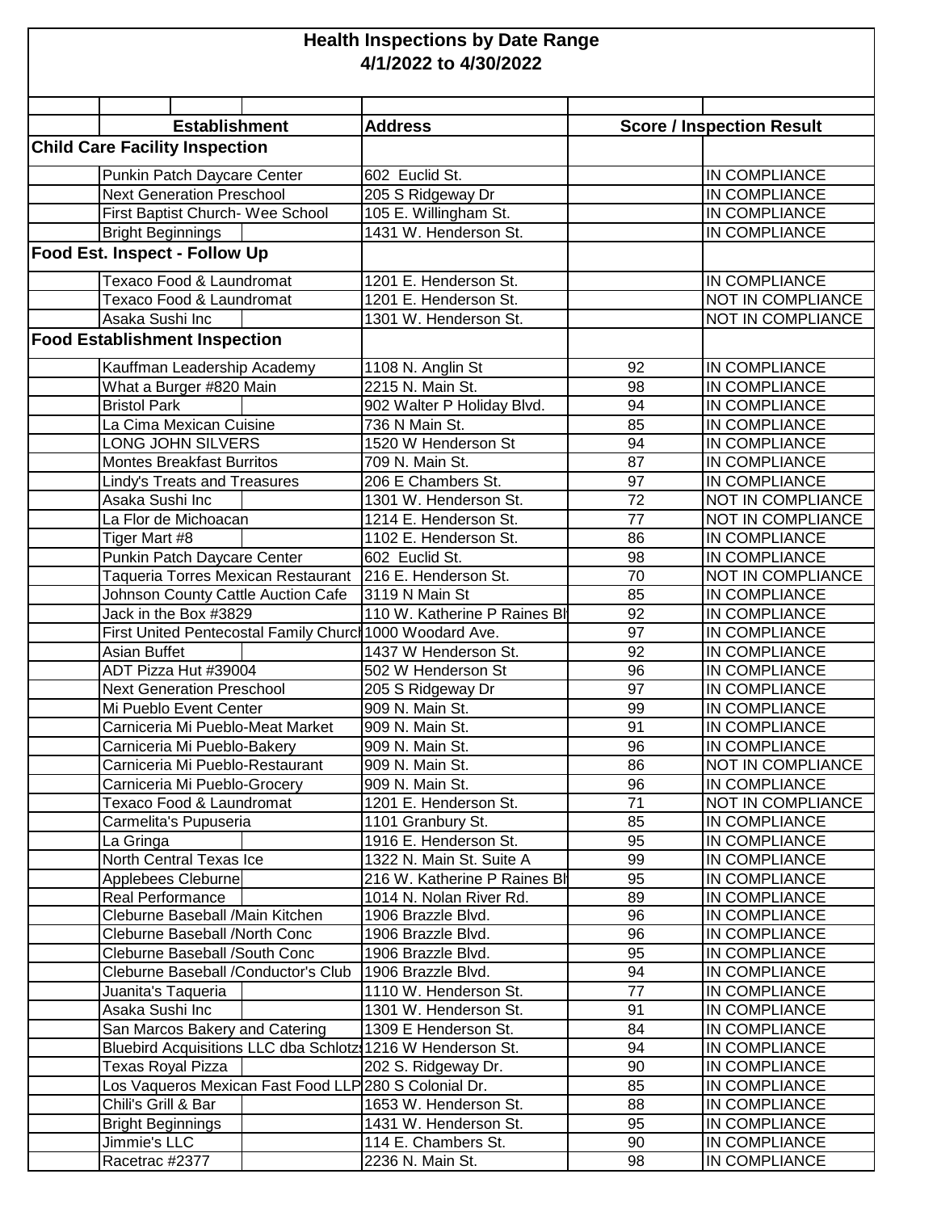# Health Inspections by Date Range
## 4/1/2022 to 4/30/2022

| Establishment | Address | Score | Inspection Result |
|---|---|---|---|
| **Child Care Facility Inspection** | | | |
| Punkin Patch Daycare Center | 602 Euclid St. | | IN COMPLIANCE |
| Next Generation Preschool | 205 S Ridgeway Dr | | IN COMPLIANCE |
| First Baptist Church- Wee School | 105 E. Willingham St. | | IN COMPLIANCE |
| Bright Beginnings | 1431 W. Henderson St. | | IN COMPLIANCE |
| **Food Est. Inspect - Follow Up** | | | |
| Texaco Food & Laundromat | 1201 E. Henderson St. | | IN COMPLIANCE |
| Texaco Food & Laundromat | 1201 E. Henderson St. | | NOT IN COMPLIANCE |
| Asaka Sushi Inc | 1301 W. Henderson St. | | NOT IN COMPLIANCE |
| **Food Establishment Inspection** | | | |
| Kauffman Leadership Academy | 1108 N. Anglin St | 92 | IN COMPLIANCE |
| What a Burger #820 Main | 2215 N. Main St. | 98 | IN COMPLIANCE |
| Bristol Park | 902 Walter P Holiday Blvd. | 94 | IN COMPLIANCE |
| La Cima Mexican Cuisine | 736 N Main St. | 85 | IN COMPLIANCE |
| LONG JOHN SILVERS | 1520 W Henderson St | 94 | IN COMPLIANCE |
| Montes Breakfast Burritos | 709 N. Main St. | 87 | IN COMPLIANCE |
| Lindy's Treats and Treasures | 206 E Chambers St. | 97 | IN COMPLIANCE |
| Asaka Sushi Inc | 1301 W. Henderson St. | 72 | NOT IN COMPLIANCE |
| La Flor de Michoacan | 1214 E. Henderson St. | 77 | NOT IN COMPLIANCE |
| Tiger Mart #8 | 1102 E. Henderson St. | 86 | IN COMPLIANCE |
| Punkin Patch Daycare Center | 602 Euclid St. | 98 | IN COMPLIANCE |
| Taqueria Torres Mexican Restaurant | 216 E. Henderson St. | 70 | NOT IN COMPLIANCE |
| Johnson County Cattle Auction Cafe | 3119 N Main St | 85 | IN COMPLIANCE |
| Jack in the Box #3829 | 110 W. Katherine P Raines Bl | 92 | IN COMPLIANCE |
| First United Pentecostal Family Church | 1000 Woodard Ave. | 97 | IN COMPLIANCE |
| Asian Buffet | 1437 W Henderson St. | 92 | IN COMPLIANCE |
| ADT Pizza Hut #39004 | 502 W Henderson St | 96 | IN COMPLIANCE |
| Next Generation Preschool | 205 S Ridgeway Dr | 97 | IN COMPLIANCE |
| Mi Pueblo Event Center | 909 N. Main St. | 99 | IN COMPLIANCE |
| Carniceria Mi Pueblo-Meat Market | 909 N. Main St. | 91 | IN COMPLIANCE |
| Carniceria Mi Pueblo-Bakery | 909 N. Main St. | 96 | IN COMPLIANCE |
| Carniceria Mi Pueblo-Restaurant | 909 N. Main St. | 86 | NOT IN COMPLIANCE |
| Carniceria Mi Pueblo-Grocery | 909 N. Main St. | 96 | IN COMPLIANCE |
| Texaco Food & Laundromat | 1201 E. Henderson St. | 71 | NOT IN COMPLIANCE |
| Carmelita's Pupuseria | 1101 Granbury St. | 85 | IN COMPLIANCE |
| La Gringa | 1916 E. Henderson St. | 95 | IN COMPLIANCE |
| North Central Texas Ice | 1322 N. Main St. Suite A | 99 | IN COMPLIANCE |
| Applebees Cleburne | 216 W. Katherine P Raines Bl | 95 | IN COMPLIANCE |
| Real Performance | 1014 N. Nolan River Rd. | 89 | IN COMPLIANCE |
| Cleburne Baseball /Main Kitchen | 1906 Brazzle Blvd. | 96 | IN COMPLIANCE |
| Cleburne Baseball /North Conc | 1906 Brazzle Blvd. | 96 | IN COMPLIANCE |
| Cleburne Baseball /South Conc | 1906 Brazzle Blvd. | 95 | IN COMPLIANCE |
| Cleburne Baseball /Conductor's Club | 1906 Brazzle Blvd. | 94 | IN COMPLIANCE |
| Juanita's Taqueria | 1110 W. Henderson St. | 77 | IN COMPLIANCE |
| Asaka Sushi Inc | 1301 W. Henderson St. | 91 | IN COMPLIANCE |
| San Marcos Bakery and Catering | 1309 E Henderson St. | 84 | IN COMPLIANCE |
| Bluebird Acquisitions LLC dba Schlotz | 1216 W Henderson St. | 94 | IN COMPLIANCE |
| Texas Royal Pizza | 202 S. Ridgeway Dr. | 90 | IN COMPLIANCE |
| Los Vaqueros Mexican Fast Food LLP | 280 S Colonial Dr. | 85 | IN COMPLIANCE |
| Chili's Grill & Bar | 1653 W. Henderson St. | 88 | IN COMPLIANCE |
| Bright Beginnings | 1431 W. Henderson St. | 95 | IN COMPLIANCE |
| Jimmie's LLC | 114 E. Chambers St. | 90 | IN COMPLIANCE |
| Racetrac #2377 | 2236 N. Main St. | 98 | IN COMPLIANCE |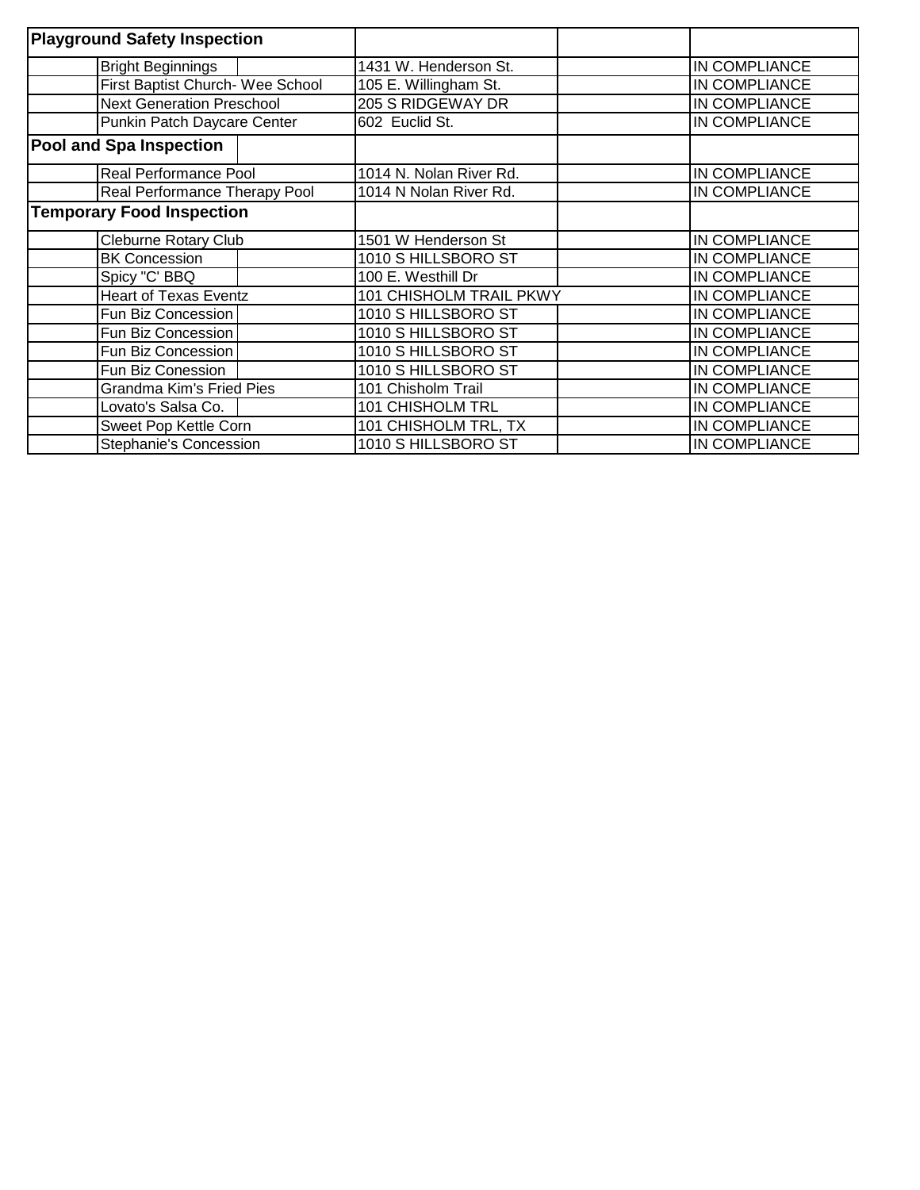| | | | | |
|---|---|---|---|---|
| **Playground Safety Inspection** | | | | |
| | Bright Beginnings | 1431 W. Henderson St. | | IN COMPLIANCE |
| | First Baptist Church- Wee School | 105 E. Willingham St. | | IN COMPLIANCE |
| | Next Generation Preschool | 205 S RIDGEWAY DR | | IN COMPLIANCE |
| | Punkin Patch Daycare Center | 602 Euclid St. | | IN COMPLIANCE |
| **Pool and Spa Inspection** | | | | |
| | Real Performance Pool | 1014 N. Nolan River Rd. | | IN COMPLIANCE |
| | Real Performance Therapy Pool | 1014 N Nolan River Rd. | | IN COMPLIANCE |
| **Temporary Food Inspection** | | | | |
| | Cleburne Rotary Club | 1501 W Henderson St | | IN COMPLIANCE |
| | BK Concession | 1010 S HILLSBORO ST | | IN COMPLIANCE |
| | Spicy "C' BBQ | 100 E. Westhill Dr | | IN COMPLIANCE |
| | Heart of Texas Eventz | 101 CHISHOLM TRAIL PKWY | | IN COMPLIANCE |
| | Fun Biz Concession | 1010 S HILLSBORO ST | | IN COMPLIANCE |
| | Fun Biz Concession | 1010 S HILLSBORO ST | | IN COMPLIANCE |
| | Fun Biz Concession | 1010 S HILLSBORO ST | | IN COMPLIANCE |
| | Fun Biz Conession | 1010 S HILLSBORO ST | | IN COMPLIANCE |
| | Grandma Kim's Fried Pies | 101 Chisholm Trail | | IN COMPLIANCE |
| | Lovato's Salsa Co. | 101 CHISHOLM TRL | | IN COMPLIANCE |
| | Sweet Pop Kettle Corn | 101 CHISHOLM TRL, TX | | IN COMPLIANCE |
| | Stephanie's Concession | 1010 S HILLSBORO ST | | IN COMPLIANCE |